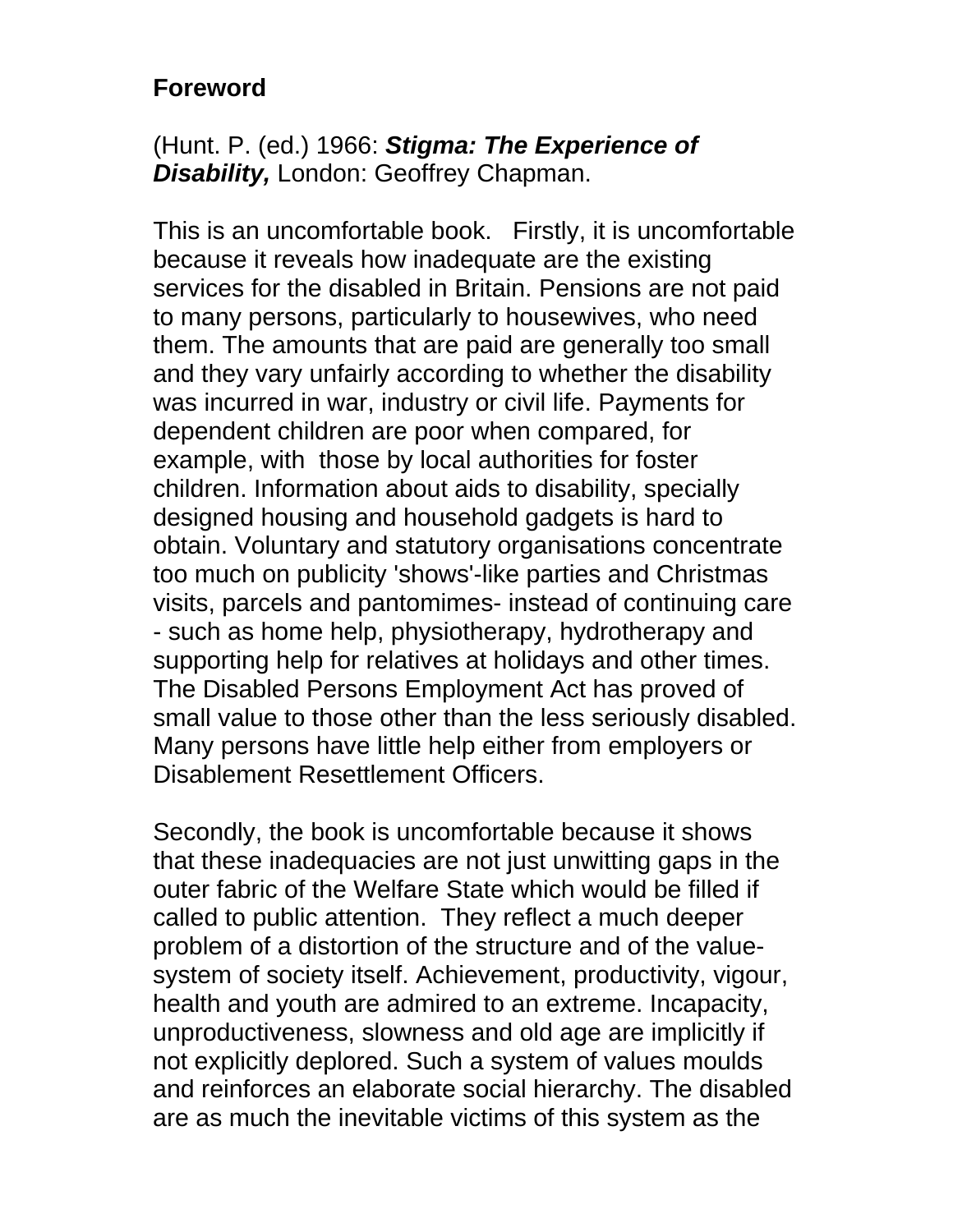## Foreword

(Hunt. P. (ed.) 1966: ***Stigma: The Experience of Disability,*** London: Geoffrey Chapman.

This is an uncomfortable book. Firstly, it is uncomfortable because it reveals how inadequate are the existing services for the disabled in Britain. Pensions are not paid to many persons, particularly to housewives, who need them. The amounts that are paid are generally too small and they vary unfairly according to whether the disability was incurred in war, industry or civil life. Payments for dependent children are poor when compared, for example, with those by local authorities for foster children. Information about aids to disability, specially designed housing and household gadgets is hard to obtain. Voluntary and statutory organisations concentrate too much on publicity 'shows'-like parties and Christmas visits, parcels and pantomimes- instead of continuing care - such as home help, physiotherapy, hydrotherapy and supporting help for relatives at holidays and other times. The Disabled Persons Employment Act has proved of small value to those other than the less seriously disabled. Many persons have little help either from employers or Disablement Resettlement Officers.

Secondly, the book is uncomfortable because it shows that these inadequacies are not just unwitting gaps in the outer fabric of the Welfare State which would be filled if called to public attention. They reflect a much deeper problem of a distortion of the structure and of the value-system of society itself. Achievement, productivity, vigour, health and youth are admired to an extreme. Incapacity, unproductiveness, slowness and old age are implicitly if not explicitly deplored. Such a system of values moulds and reinforces an elaborate social hierarchy. The disabled are as much the inevitable victims of this system as the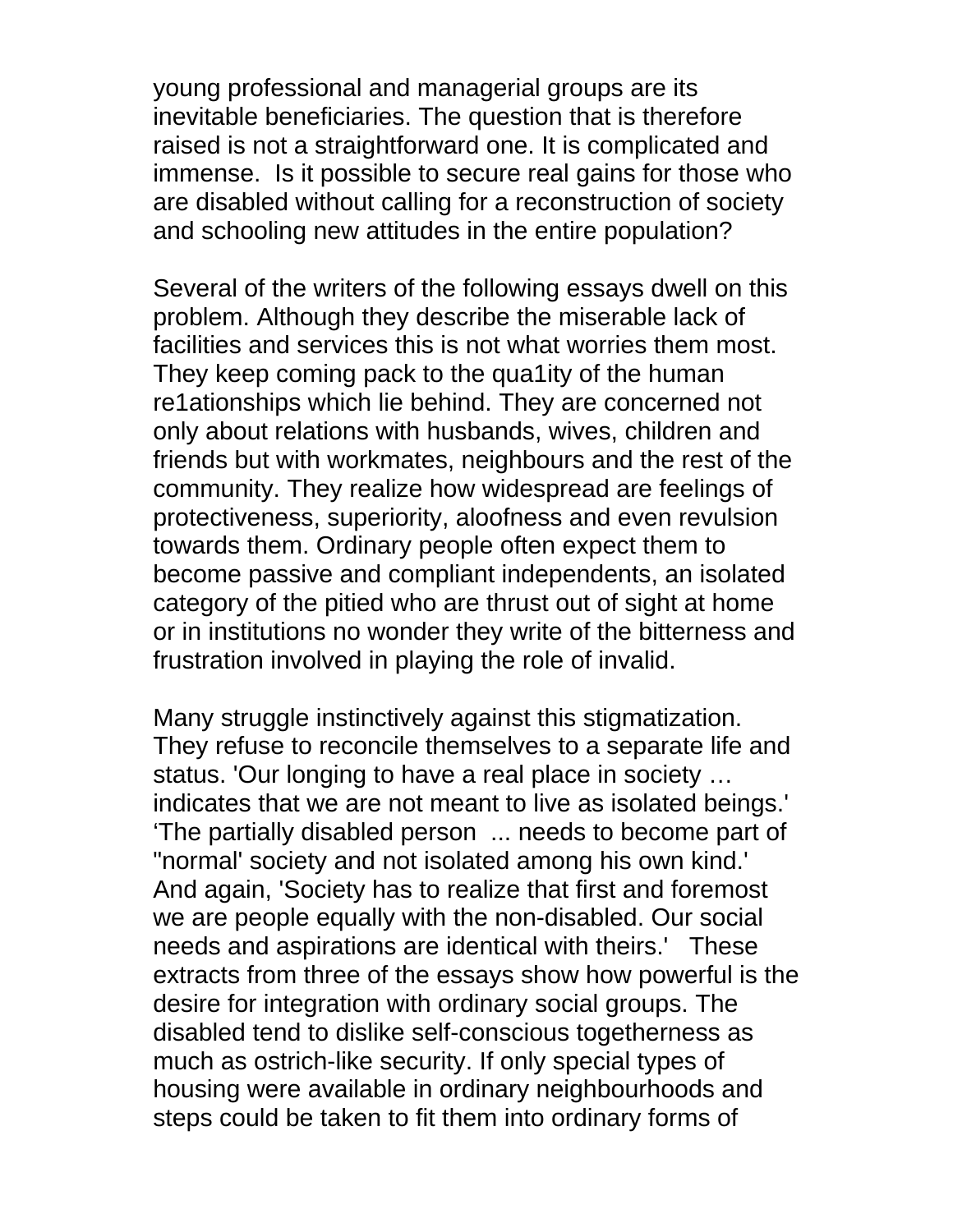young professional and managerial groups are its inevitable beneficiaries. The question that is therefore raised is not a straightforward one. It is complicated and immense. Is it possible to secure real gains for those who are disabled without calling for a reconstruction of society and schooling new attitudes in the entire population?

Several of the writers of the following essays dwell on this problem. Although they describe the miserable lack of facilities and services this is not what worries them most. They keep coming pack to the qua1ity of the human re1ationships which lie behind. They are concerned not only about relations with husbands, wives, children and friends but with workmates, neighbours and the rest of the community. They realize how widespread are feelings of protectiveness, superiority, aloofness and even revulsion towards them. Ordinary people often expect them to become passive and compliant independents, an isolated category of the pitied who are thrust out of sight at home or in institutions no wonder they write of the bitterness and frustration involved in playing the role of invalid.

Many struggle instinctively against this stigmatization. They refuse to reconcile themselves to a separate life and status. 'Our longing to have a real place in society … indicates that we are not meant to live as isolated beings.' 'The partially disabled person ... needs to become part of ''normal' society and not isolated among his own kind.' And again, 'Society has to realize that first and foremost we are people equally with the non-disabled. Our social needs and aspirations are identical with theirs.' These extracts from three of the essays show how powerful is the desire for integration with ordinary social groups. The disabled tend to dislike self-conscious togetherness as much as ostrich-like security. If only special types of housing were available in ordinary neighbourhoods and steps could be taken to fit them into ordinary forms of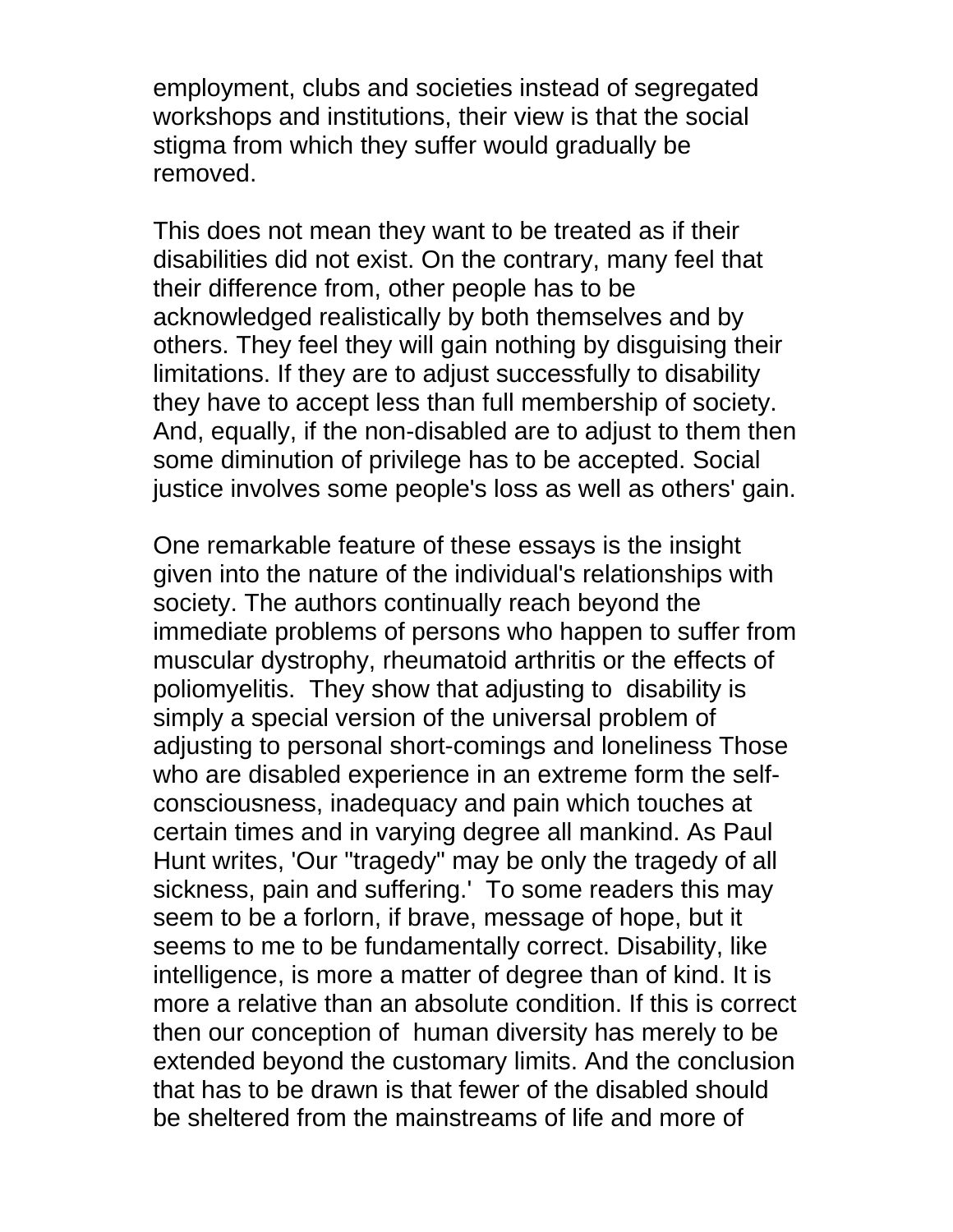employment, clubs and societies instead of segregated workshops and institutions, their view is that the social stigma from which they suffer would gradually be removed.

This does not mean they want to be treated as if their disabilities did not exist. On the contrary, many feel that their difference from, other people has to be acknowledged realistically by both themselves and by others. They feel they will gain nothing by disguising their limitations. If they are to adjust successfully to disability they have to accept less than full membership of society. And, equally, if the non-disabled are to adjust to them then some diminution of privilege has to be accepted. Social justice involves some people's loss as well as others' gain.

One remarkable feature of these essays is the insight given into the nature of the individual's relationships with society. The authors continually reach beyond the immediate problems of persons who happen to suffer from muscular dystrophy, rheumatoid arthritis or the effects of poliomyelitis. They show that adjusting to disability is simply a special version of the universal problem of adjusting to personal short-comings and loneliness Those who are disabled experience in an extreme form the self-consciousness, inadequacy and pain which touches at certain times and in varying degree all mankind. As Paul Hunt writes, 'Our "tragedy" may be only the tragedy of all sickness, pain and suffering.' To some readers this may seem to be a forlorn, if brave, message of hope, but it seems to me to be fundamentally correct. Disability, like intelligence, is more a matter of degree than of kind. It is more a relative than an absolute condition. If this is correct then our conception of human diversity has merely to be extended beyond the customary limits. And the conclusion that has to be drawn is that fewer of the disabled should be sheltered from the mainstreams of life and more of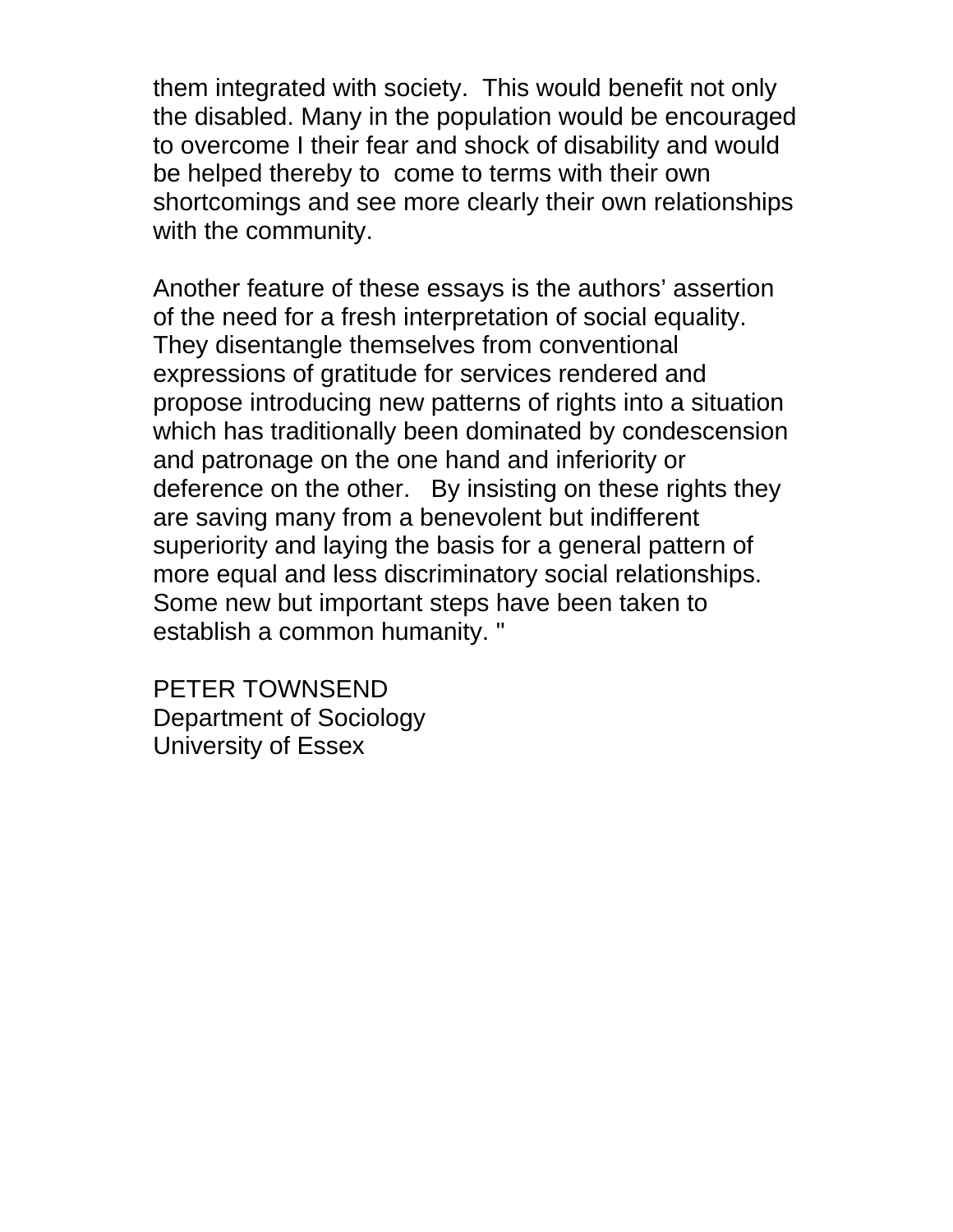them integrated with society. This would benefit not only the disabled. Many in the population would be encouraged to overcome I their fear and shock of disability and would be helped thereby to come to terms with their own shortcomings and see more clearly their own relationships with the community.

Another feature of these essays is the authors' assertion of the need for a fresh interpretation of social equality. They disentangle themselves from conventional expressions of gratitude for services rendered and propose introducing new patterns of rights into a situation which has traditionally been dominated by condescension and patronage on the one hand and inferiority or deference on the other. By insisting on these rights they are saving many from a benevolent but indifferent superiority and laying the basis for a general pattern of more equal and less discriminatory social relationships. Some new but important steps have been taken to establish a common humanity. "

PETER TOWNSEND
Department of Sociology
University of Essex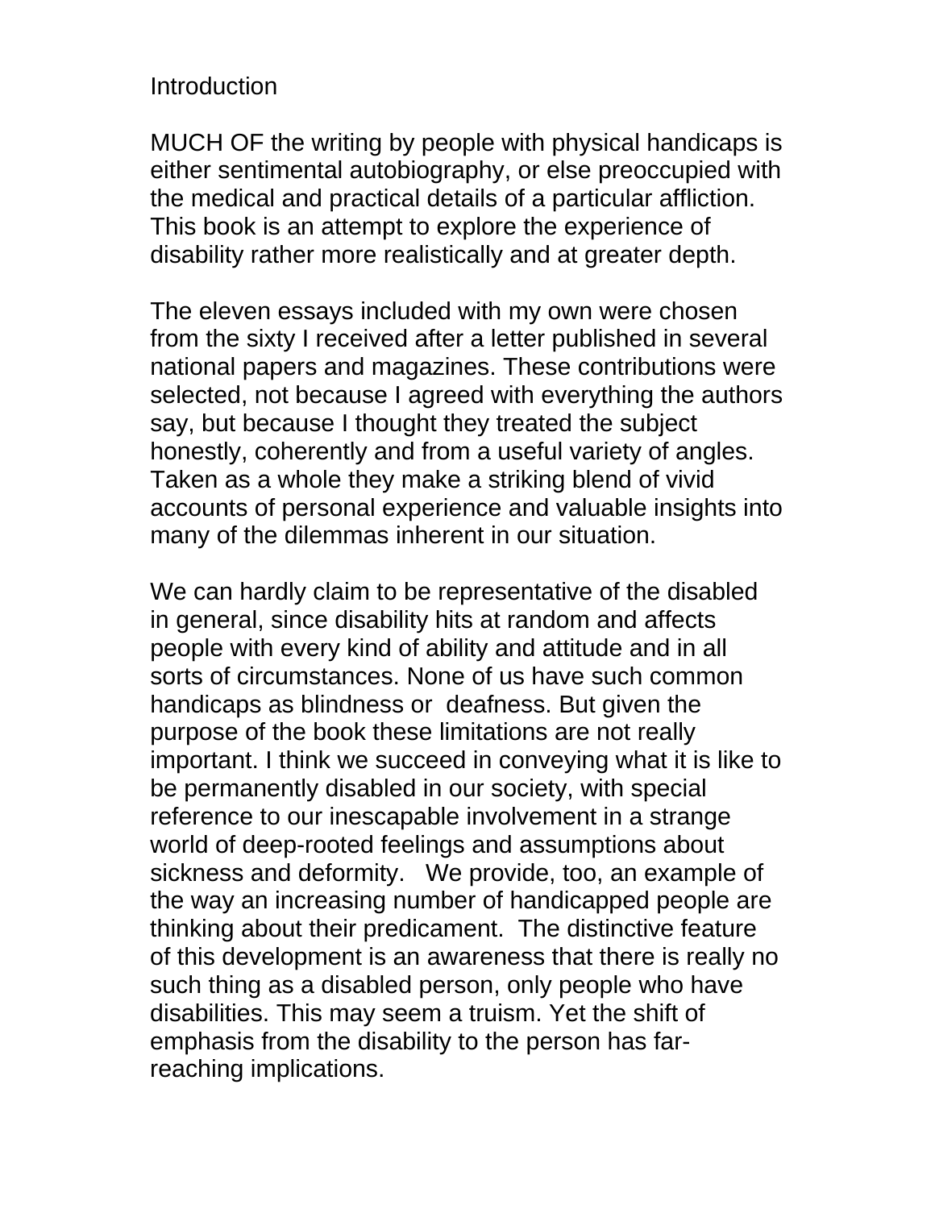# Introduction

MUCH OF the writing by people with physical handicaps is either sentimental autobiography, or else preoccupied with the medical and practical details of a particular affliction. This book is an attempt to explore the experience of disability rather more realistically and at greater depth.

The eleven essays included with my own were chosen from the sixty I received after a letter published in several national papers and magazines. These contributions were selected, not because I agreed with everything the authors say, but because I thought they treated the subject honestly, coherently and from a useful variety of angles. Taken as a whole they make a striking blend of vivid accounts of personal experience and valuable insights into many of the dilemmas inherent in our situation.

We can hardly claim to be representative of the disabled in general, since disability hits at random and affects people with every kind of ability and attitude and in all sorts of circumstances. None of us have such common handicaps as blindness or deafness. But given the purpose of the book these limitations are not really important. I think we succeed in conveying what it is like to be permanently disabled in our society, with special reference to our inescapable involvement in a strange world of deep-rooted feelings and assumptions about sickness and deformity. We provide, too, an example of the way an increasing number of handicapped people are thinking about their predicament. The distinctive feature of this development is an awareness that there is really no such thing as a disabled person, only people who have disabilities. This may seem a truism. Yet the shift of emphasis from the disability to the person has far-reaching implications.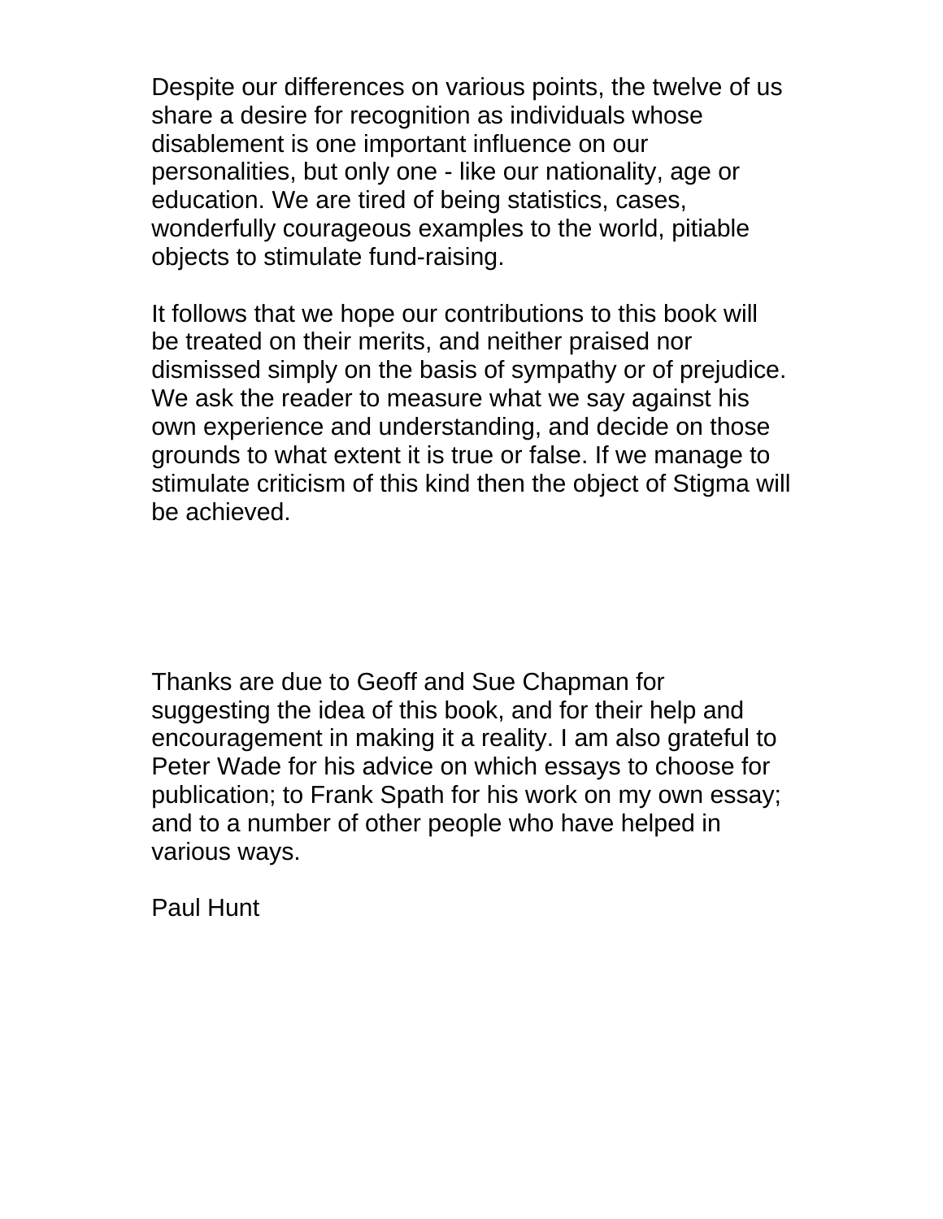Despite our differences on various points, the twelve of us share a desire for recognition as individuals whose disablement is one important influence on our personalities, but only one - like our nationality, age or education. We are tired of being statistics, cases, wonderfully courageous examples to the world, pitiable objects to stimulate fund-raising.

It follows that we hope our contributions to this book will be treated on their merits, and neither praised nor dismissed simply on the basis of sympathy or of prejudice. We ask the reader to measure what we say against his own experience and understanding, and decide on those grounds to what extent it is true or false. If we manage to stimulate criticism of this kind then the object of Stigma will be achieved.

Thanks are due to Geoff and Sue Chapman for suggesting the idea of this book, and for their help and encouragement in making it a reality. I am also grateful to Peter Wade for his advice on which essays to choose for publication; to Frank Spath for his work on my own essay; and to a number of other people who have helped in various ways.

Paul Hunt